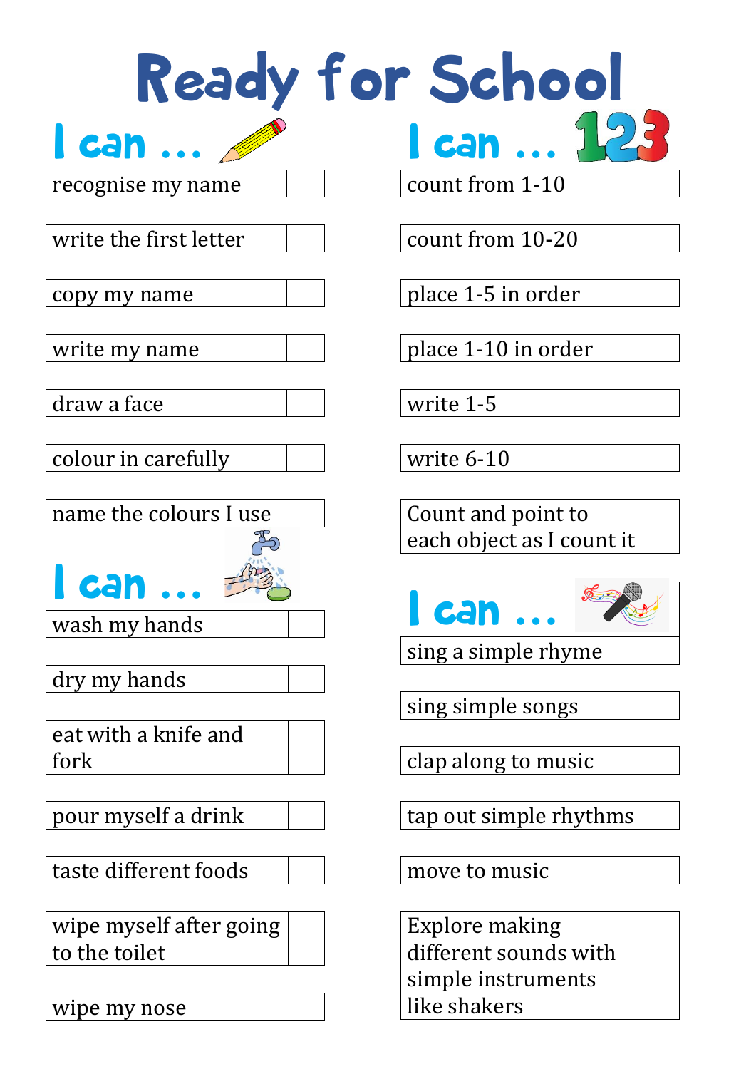# Ready for School

## I can ...

| | |
|---|---|
| recognise my name | |
| write the first letter | |
| copy my name | |
| write my name | |
| draw a face | |
| colour in carefully | |
| name the colours I use | |

## I can ...

| | |
|---|---|
| wash my hands | |
| dry my hands | |
| eat with a knife and fork | |
| pour myself a drink | |
| taste different foods | |
| wipe myself after going to the toilet | |
| wipe my nose | |

## I can ... 123

| | |
|---|---|
| count from 1-10 | |
| count from 10-20 | |
| place 1-5 in order | |
| place 1-10 in order | |
| write 1-5 | |
| write 6-10 | |
| Count and point to each object as I count it | |

## I can ...

| | |
|---|---|
| sing a simple rhyme | |
| sing simple songs | |
| clap along to music | |
| tap out simple rhythms | |
| move to music | |
| Explore making different sounds with simple instruments like shakers | |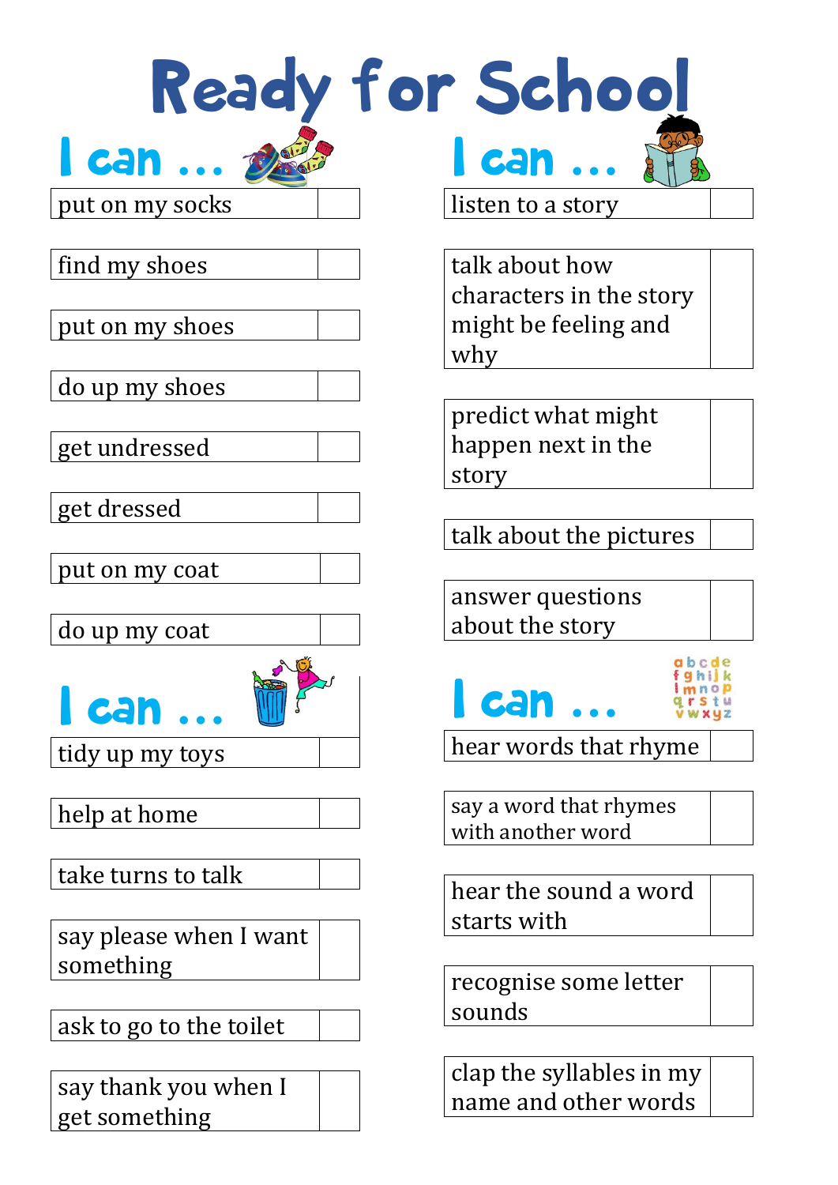# Ready for School

## I can ...

| | |
|---|---|
| put on my socks | |
| find my shoes | |
| put on my shoes | |
| do up my shoes | |
| get undressed | |
| get dressed | |
| put on my coat | |
| do up my coat | |

## I can ...

| | |
|---|---|
| tidy up my toys | |
| help at home | |
| take turns to talk | |
| say please when I want something | |
| ask to go to the toilet | |
| say thank you when I get something | |

## I can ...

| | |
|---|---|
| listen to a story | |
| talk about how characters in the story might be feeling and why | |
| predict what might happen next in the story | |
| talk about the pictures | |
| answer questions about the story | |

## I can ...

| | |
|---|---|
| hear words that rhyme | |
| say a word that rhymes with another word | |
| hear the sound a word starts with | |
| recognise some letter sounds | |
| clap the syllables in my name and other words | |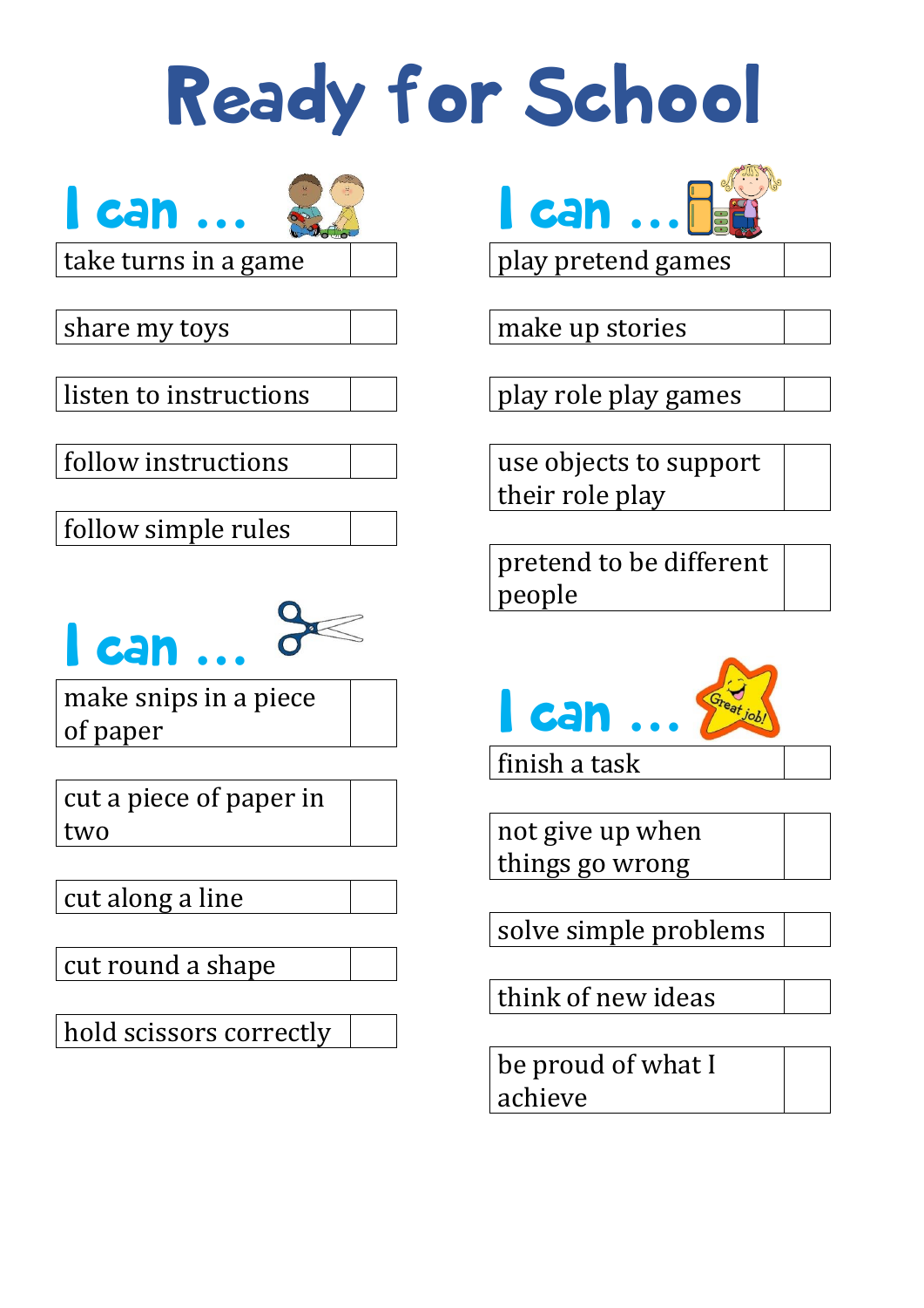# Ready for School

## I can …

| | |
|---|---|
| take turns in a game | |
| share my toys | |
| listen to instructions | |
| follow instructions | |
| follow simple rules | |

## I can …

| | |
|---|---|
| make snips in a piece of paper | |
| cut a piece of paper in two | |
| cut along a line | |
| cut round a shape | |
| hold scissors correctly | |

## I can …

| | |
|---|---|
| play pretend games | |
| make up stories | |
| play role play games | |
| use objects to support their role play | |
| pretend to be different people | |

## I can …

| | |
|---|---|
| finish a task | |
| not give up when things go wrong | |
| solve simple problems | |
| think of new ideas | |
| be proud of what I achieve | |